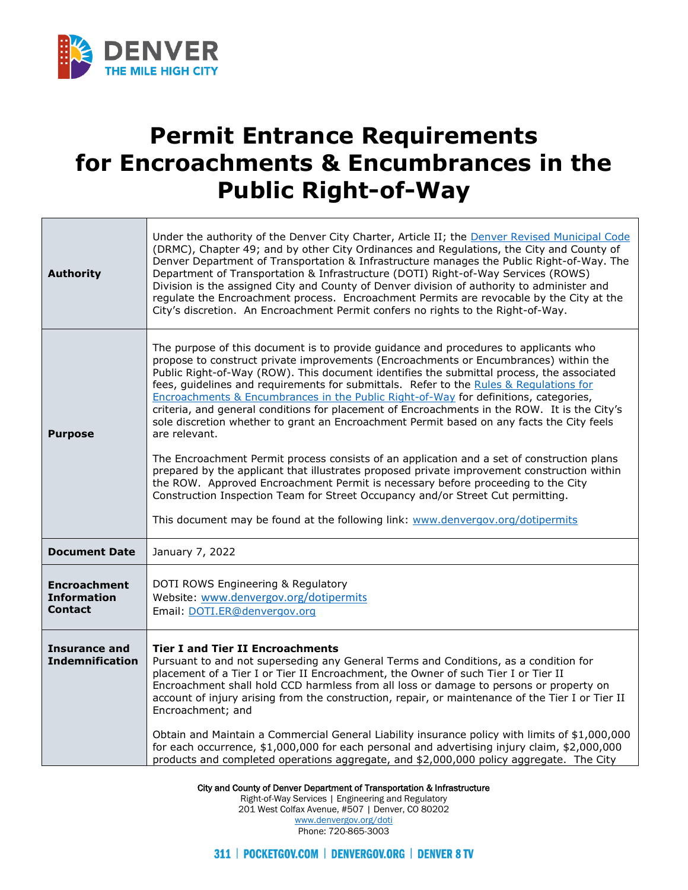# Permit Entrance Requirements for Encroachments & Encumbrances in the Public Right-of-Way

| | |
|---|---|
| **Authority** | Under the authority of the Denver City Charter, Article II; the Denver Revised Municipal Code (DRMC), Chapter 49; and by other City Ordinances and Regulations, the City and County of Denver Department of Transportation & Infrastructure manages the Public Right-of-Way. The Department of Transportation & Infrastructure (DOTI) Right-of-Way Services (ROWS) Division is the assigned City and County of Denver division of authority to administer and regulate the Encroachment process. Encroachment Permits are revocable by the City at the City's discretion. An Encroachment Permit confers no rights to the Right-of-Way. |
| **Purpose** | The purpose of this document is to provide guidance and procedures to applicants who propose to construct private improvements (Encroachments or Encumbrances) within the Public Right-of-Way (ROW). This document identifies the submittal process, the associated fees, guidelines and requirements for submittals. Refer to the Rules & Regulations for Encroachments & Encumbrances in the Public Right-of-Way for definitions, categories, criteria, and general conditions for placement of Encroachments in the ROW. It is the City's sole discretion whether to grant an Encroachment Permit based on any facts the City feels are relevant.<br><br>The Encroachment Permit process consists of an application and a set of construction plans prepared by the applicant that illustrates proposed private improvement construction within the ROW. Approved Encroachment Permit is necessary before proceeding to the City Construction Inspection Team for Street Occupancy and/or Street Cut permitting.<br><br>This document may be found at the following link: www.denvergov.org/dotipermits |
| **Document Date** | January 7, 2022 |
| **Encroachment Information Contact** | DOTI ROWS Engineering & Regulatory<br>Website: www.denvergov.org/dotipermits<br>Email: DOTI.ER@denvergov.org |
| **Insurance and Indemnification** | **Tier I and Tier II Encroachments**<br>Pursuant to and not superseding any General Terms and Conditions, as a condition for placement of a Tier I or Tier II Encroachment, the Owner of such Tier I or Tier II Encroachment shall hold CCD harmless from all loss or damage to persons or property on account of injury arising from the construction, repair, or maintenance of the Tier I or Tier II Encroachment; and<br><br>Obtain and Maintain a Commercial General Liability insurance policy with limits of $1,000,000 for each occurrence, $1,000,000 for each personal and advertising injury claim, $2,000,000 products and completed operations aggregate, and $2,000,000 policy aggregate. The City |

City and County of Denver Department of Transportation & Infrastructure
Right-of-Way Services | Engineering and Regulatory
201 West Colfax Avenue, #507 | Denver, CO 80202
www.denvergov.org/doti
Phone: 720-865-3003

311 | POCKETGOV.COM | DENVERGOV.ORG | DENVER 8 TV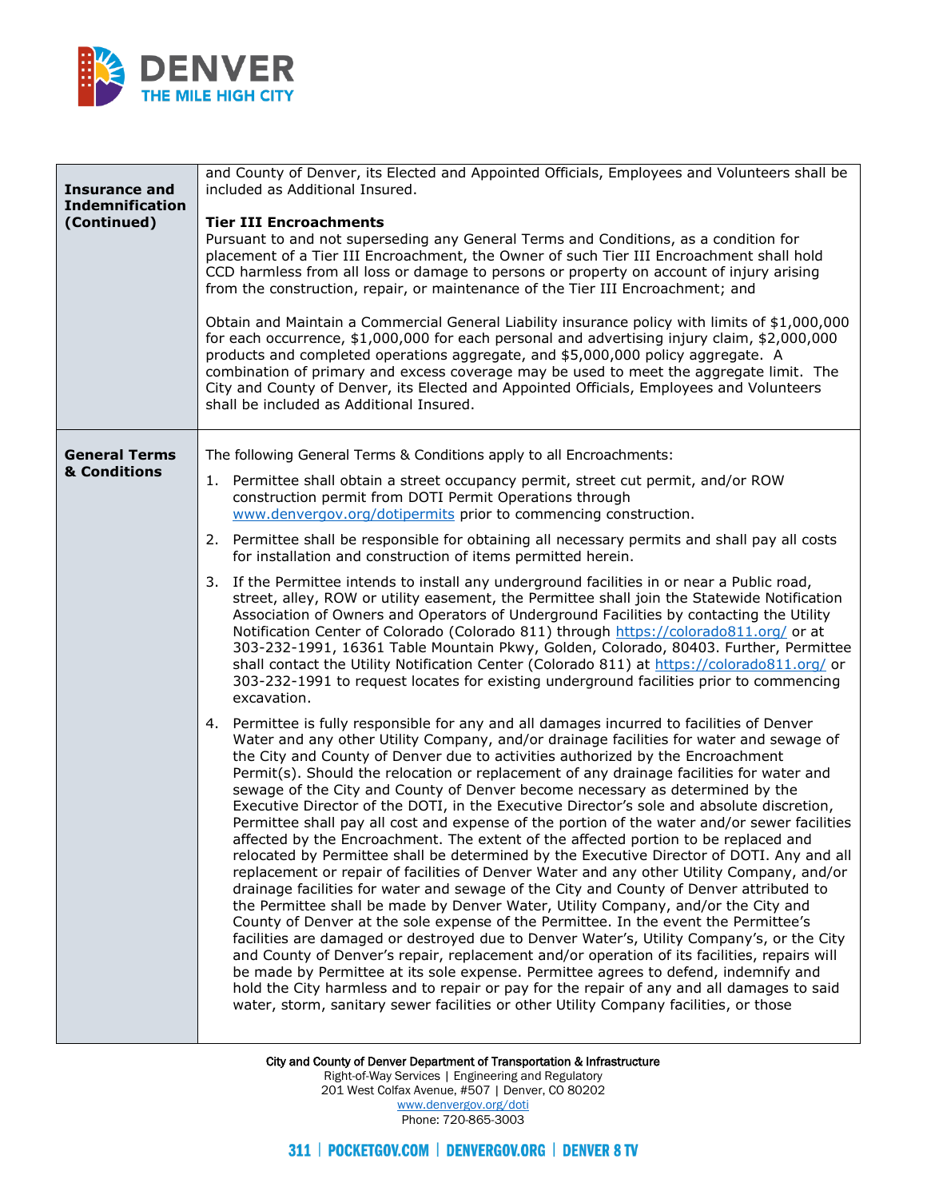| | |
|---|---|
| **Insurance and Indemnification (Continued)** | and County of Denver, its Elected and Appointed Officials, Employees and Volunteers shall be included as Additional Insured.<br><br>**Tier III Encroachments**<br>Pursuant to and not superseding any General Terms and Conditions, as a condition for placement of a Tier III Encroachment, the Owner of such Tier III Encroachment shall hold CCD harmless from all loss or damage to persons or property on account of injury arising from the construction, repair, or maintenance of the Tier III Encroachment; and<br><br>Obtain and Maintain a Commercial General Liability insurance policy with limits of $1,000,000 for each occurrence, $1,000,000 for each personal and advertising injury claim, $2,000,000 products and completed operations aggregate, and $5,000,000 policy aggregate. A combination of primary and excess coverage may be used to meet the aggregate limit. The City and County of Denver, its Elected and Appointed Officials, Employees and Volunteers shall be included as Additional Insured. |
| **General Terms & Conditions** | The following General Terms & Conditions apply to all Encroachments:<br><br>1. Permittee shall obtain a street occupancy permit, street cut permit, and/or ROW construction permit from DOTI Permit Operations through www.denvergov.org/dotipermits prior to commencing construction.<br><br>2. Permittee shall be responsible for obtaining all necessary permits and shall pay all costs for installation and construction of items permitted herein.<br><br>3. If the Permittee intends to install any underground facilities in or near a Public road, street, alley, ROW or utility easement, the Permittee shall join the Statewide Notification Association of Owners and Operators of Underground Facilities by contacting the Utility Notification Center of Colorado (Colorado 811) through https://colorado811.org/ or at 303-232-1991, 16361 Table Mountain Pkwy, Golden, Colorado, 80403. Further, Permittee shall contact the Utility Notification Center (Colorado 811) at https://colorado811.org/ or 303-232-1991 to request locates for existing underground facilities prior to commencing excavation.<br><br>4. Permittee is fully responsible for any and all damages incurred to facilities of Denver Water and any other Utility Company, and/or drainage facilities for water and sewage of the City and County of Denver due to activities authorized by the Encroachment Permit(s). Should the relocation or replacement of any drainage facilities for water and sewage of the City and County of Denver become necessary as determined by the Executive Director of the DOTI, in the Executive Director's sole and absolute discretion, Permittee shall pay all cost and expense of the portion of the water and/or sewer facilities affected by the Encroachment. The extent of the affected portion to be replaced and relocated by Permittee shall be determined by the Executive Director of DOTI. Any and all replacement or repair of facilities of Denver Water and any other Utility Company, and/or drainage facilities for water and sewage of the City and County of Denver attributed to the Permittee shall be made by Denver Water, Utility Company, and/or the City and County of Denver at the sole expense of the Permittee. In the event the Permittee's facilities are damaged or destroyed due to Denver Water's, Utility Company's, or the City and County of Denver's repair, replacement and/or operation of its facilities, repairs will be made by Permittee at its sole expense. Permittee agrees to defend, indemnify and hold the City harmless and to repair or pay for the repair of any and all damages to said water, storm, sanitary sewer facilities or other Utility Company facilities, or those |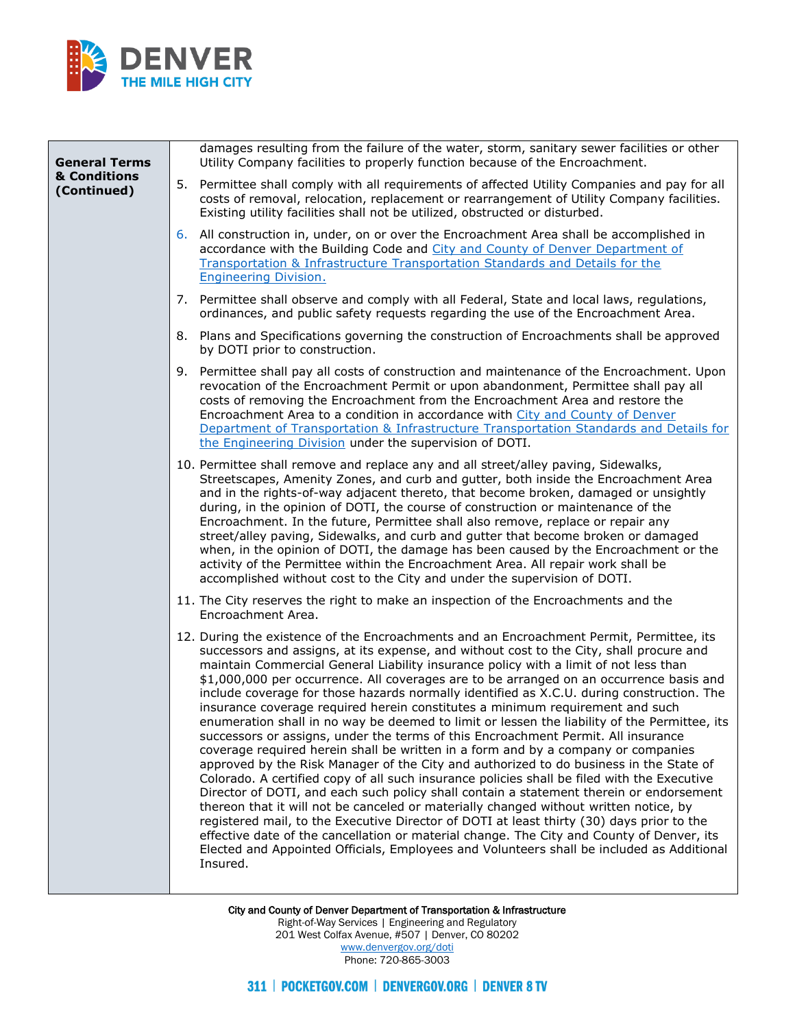**General Terms & Conditions (Continued)**

damages resulting from the failure of the water, storm, sanitary sewer facilities or other Utility Company facilities to properly function because of the Encroachment.

5. Permittee shall comply with all requirements of affected Utility Companies and pay for all costs of removal, relocation, replacement or rearrangement of Utility Company facilities. Existing utility facilities shall not be utilized, obstructed or disturbed.

6. All construction in, under, on or over the Encroachment Area shall be accomplished in accordance with the Building Code and City and County of Denver Department of Transportation & Infrastructure Transportation Standards and Details for the Engineering Division.

7. Permittee shall observe and comply with all Federal, State and local laws, regulations, ordinances, and public safety requests regarding the use of the Encroachment Area.

8. Plans and Specifications governing the construction of Encroachments shall be approved by DOTI prior to construction.

9. Permittee shall pay all costs of construction and maintenance of the Encroachment. Upon revocation of the Encroachment Permit or upon abandonment, Permittee shall pay all costs of removing the Encroachment from the Encroachment Area and restore the Encroachment Area to a condition in accordance with City and County of Denver Department of Transportation & Infrastructure Transportation Standards and Details for the Engineering Division under the supervision of DOTI.

10. Permittee shall remove and replace any and all street/alley paving, Sidewalks, Streetscapes, Amenity Zones, and curb and gutter, both inside the Encroachment Area and in the rights-of-way adjacent thereto, that become broken, damaged or unsightly during, in the opinion of DOTI, the course of construction or maintenance of the Encroachment. In the future, Permittee shall also remove, replace or repair any street/alley paving, Sidewalks, and curb and gutter that become broken or damaged when, in the opinion of DOTI, the damage has been caused by the Encroachment or the activity of the Permittee within the Encroachment Area. All repair work shall be accomplished without cost to the City and under the supervision of DOTI.

11. The City reserves the right to make an inspection of the Encroachments and the Encroachment Area.

12. During the existence of the Encroachments and an Encroachment Permit, Permittee, its successors and assigns, at its expense, and without cost to the City, shall procure and maintain Commercial General Liability insurance policy with a limit of not less than $1,000,000 per occurrence. All coverages are to be arranged on an occurrence basis and include coverage for those hazards normally identified as X.C.U. during construction. The insurance coverage required herein constitutes a minimum requirement and such enumeration shall in no way be deemed to limit or lessen the liability of the Permittee, its successors or assigns, under the terms of this Encroachment Permit. All insurance coverage required herein shall be written in a form and by a company or companies approved by the Risk Manager of the City and authorized to do business in the State of Colorado. A certified copy of all such insurance policies shall be filed with the Executive Director of DOTI, and each such policy shall contain a statement therein or endorsement thereon that it will not be canceled or materially changed without written notice, by registered mail, to the Executive Director of DOTI at least thirty (30) days prior to the effective date of the cancellation or material change. The City and County of Denver, its Elected and Appointed Officials, Employees and Volunteers shall be included as Additional Insured.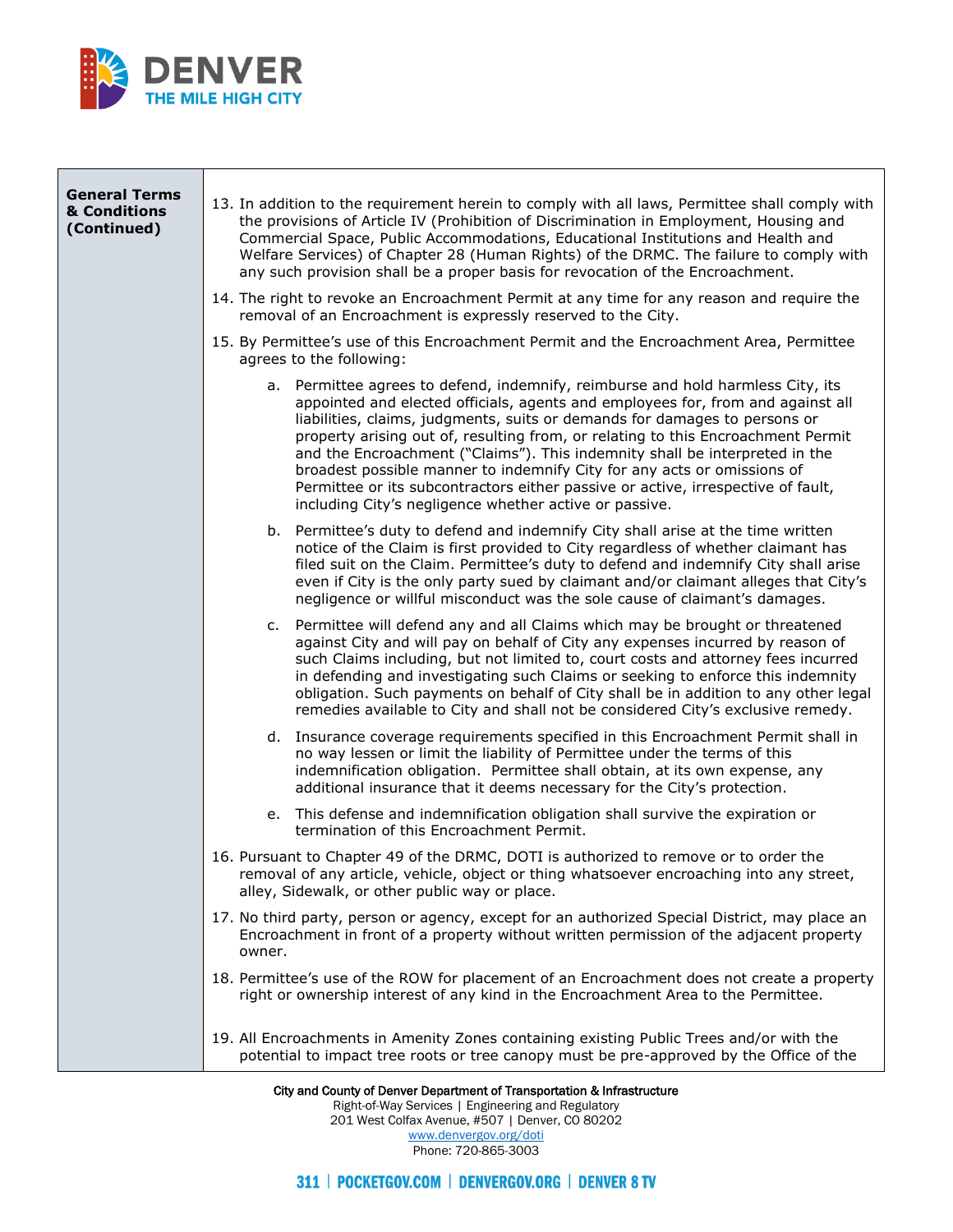**General Terms & Conditions (Continued)**

13. In addition to the requirement herein to comply with all laws, Permittee shall comply with the provisions of Article IV (Prohibition of Discrimination in Employment, Housing and Commercial Space, Public Accommodations, Educational Institutions and Health and Welfare Services) of Chapter 28 (Human Rights) of the DRMC. The failure to comply with any such provision shall be a proper basis for revocation of the Encroachment.

14. The right to revoke an Encroachment Permit at any time for any reason and require the removal of an Encroachment is expressly reserved to the City.

15. By Permittee's use of this Encroachment Permit and the Encroachment Area, Permittee agrees to the following:

    a. Permittee agrees to defend, indemnify, reimburse and hold harmless City, its appointed and elected officials, agents and employees for, from and against all liabilities, claims, judgments, suits or demands for damages to persons or property arising out of, resulting from, or relating to this Encroachment Permit and the Encroachment ("Claims"). This indemnity shall be interpreted in the broadest possible manner to indemnify City for any acts or omissions of Permittee or its subcontractors either passive or active, irrespective of fault, including City's negligence whether active or passive.

    b. Permittee's duty to defend and indemnify City shall arise at the time written notice of the Claim is first provided to City regardless of whether claimant has filed suit on the Claim. Permittee's duty to defend and indemnify City shall arise even if City is the only party sued by claimant and/or claimant alleges that City's negligence or willful misconduct was the sole cause of claimant's damages.

    c. Permittee will defend any and all Claims which may be brought or threatened against City and will pay on behalf of City any expenses incurred by reason of such Claims including, but not limited to, court costs and attorney fees incurred in defending and investigating such Claims or seeking to enforce this indemnity obligation. Such payments on behalf of City shall be in addition to any other legal remedies available to City and shall not be considered City's exclusive remedy.

    d. Insurance coverage requirements specified in this Encroachment Permit shall in no way lessen or limit the liability of Permittee under the terms of this indemnification obligation. Permittee shall obtain, at its own expense, any additional insurance that it deems necessary for the City's protection.

    e. This defense and indemnification obligation shall survive the expiration or termination of this Encroachment Permit.

16. Pursuant to Chapter 49 of the DRMC, DOTI is authorized to remove or to order the removal of any article, vehicle, object or thing whatsoever encroaching into any street, alley, Sidewalk, or other public way or place.

17. No third party, person or agency, except for an authorized Special District, may place an Encroachment in front of a property without written permission of the adjacent property owner.

18. Permittee's use of the ROW for placement of an Encroachment does not create a property right or ownership interest of any kind in the Encroachment Area to the Permittee.

19. All Encroachments in Amenity Zones containing existing Public Trees and/or with the potential to impact tree roots or tree canopy must be pre-approved by the Office of the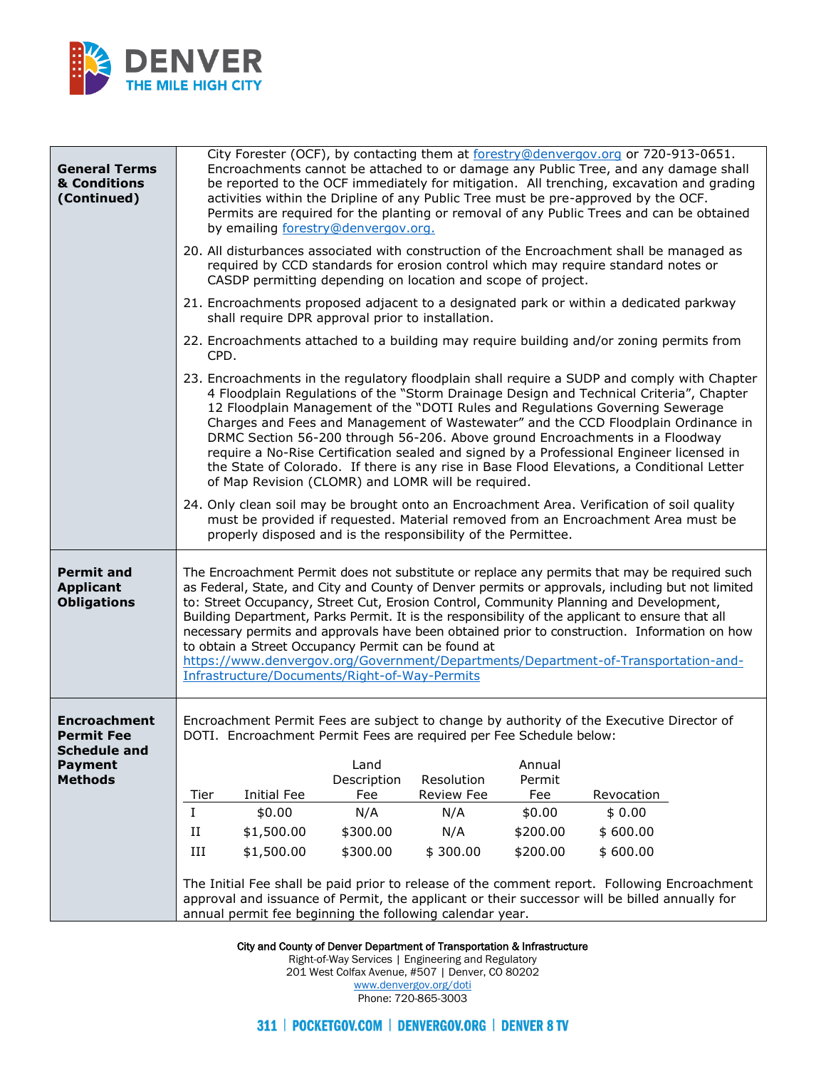**General Terms & Conditions (Continued)**

City Forester (OCF), by contacting them at forestry@denvergov.org or 720-913-0651. Encroachments cannot be attached to or damage any Public Tree, and any damage shall be reported to the OCF immediately for mitigation. All trenching, excavation and grading activities within the Dripline of any Public Tree must be pre-approved by the OCF. Permits are required for the planting or removal of any Public Trees and can be obtained by emailing forestry@denvergov.org.

20. All disturbances associated with construction of the Encroachment shall be managed as required by CCD standards for erosion control which may require standard notes or CASDP permitting depending on location and scope of project.

21. Encroachments proposed adjacent to a designated park or within a dedicated parkway shall require DPR approval prior to installation.

22. Encroachments attached to a building may require building and/or zoning permits from CPD.

23. Encroachments in the regulatory floodplain shall require a SUDP and comply with Chapter 4 Floodplain Regulations of the "Storm Drainage Design and Technical Criteria", Chapter 12 Floodplain Management of the "DOTI Rules and Regulations Governing Sewerage Charges and Fees and Management of Wastewater" and the CCD Floodplain Ordinance in DRMC Section 56-200 through 56-206. Above ground Encroachments in a Floodway require a No-Rise Certification sealed and signed by a Professional Engineer licensed in the State of Colorado. If there is any rise in Base Flood Elevations, a Conditional Letter of Map Revision (CLOMR) and LOMR will be required.

24. Only clean soil may be brought onto an Encroachment Area. Verification of soil quality must be provided if requested. Material removed from an Encroachment Area must be properly disposed and is the responsibility of the Permittee.

**Permit and Applicant Obligations**

The Encroachment Permit does not substitute or replace any permits that may be required such as Federal, State, and City and County of Denver permits or approvals, including but not limited to: Street Occupancy, Street Cut, Erosion Control, Community Planning and Development, Building Department, Parks Permit. It is the responsibility of the applicant to ensure that all necessary permits and approvals have been obtained prior to construction. Information on how to obtain a Street Occupancy Permit can be found at https://www.denvergov.org/Government/Departments/Department-of-Transportation-and-Infrastructure/Documents/Right-of-Way-Permits

**Encroachment Permit Fee Schedule and Payment Methods**

Encroachment Permit Fees are subject to change by authority of the Executive Director of DOTI. Encroachment Permit Fees are required per Fee Schedule below:

| Tier | Initial Fee | Land Description Fee | Resolution Review Fee | Annual Permit Fee | Revocation |
|---|---|---|---|---|---|
| I | $0.00 | N/A | N/A | $0.00 | $ 0.00 |
| II | $1,500.00 | $300.00 | N/A | $200.00 | $ 600.00 |
| III | $1,500.00 | $300.00 | $ 300.00 | $200.00 | $ 600.00 |

The Initial Fee shall be paid prior to release of the comment report. Following Encroachment approval and issuance of Permit, the applicant or their successor will be billed annually for annual permit fee beginning the following calendar year.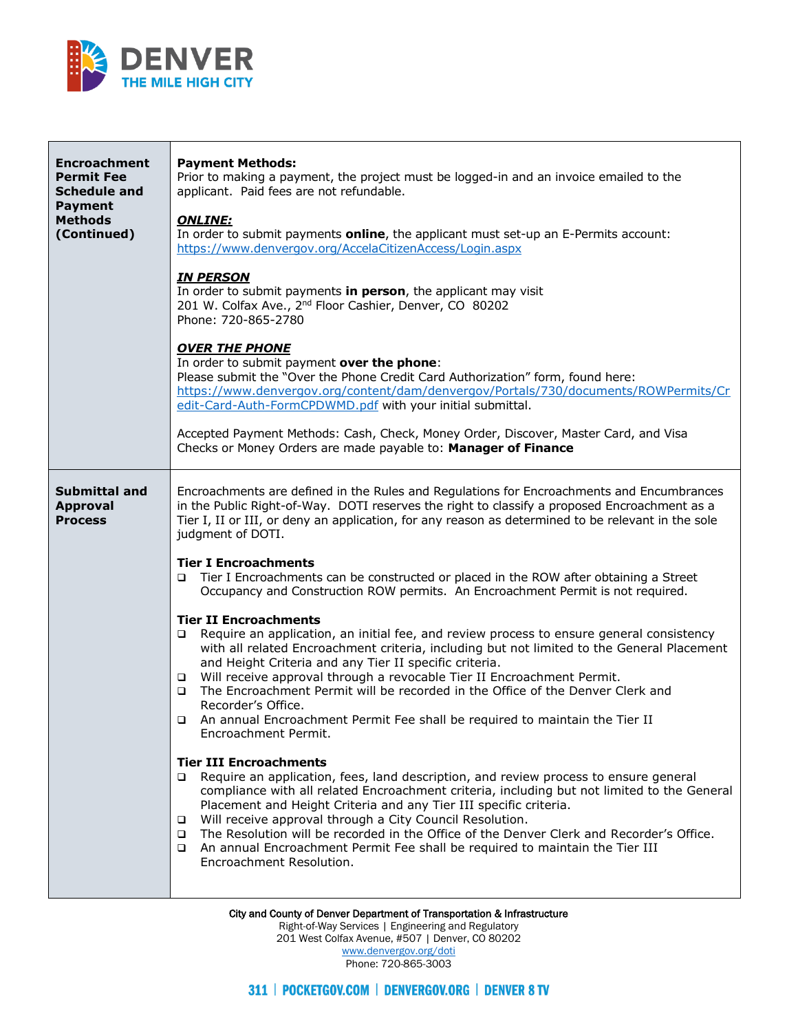| | |
|---|---|
| **Encroachment Permit Fee Schedule and Payment Methods (Continued)** | **Payment Methods:**<br>Prior to making a payment, the project must be logged-in and an invoice emailed to the applicant. Paid fees are not refundable.<br><br>***ONLINE:***<br>In order to submit payments **online**, the applicant must set-up an E-Permits account: https://www.denvergov.org/AccelaCitizenAccess/Login.aspx<br><br>***IN PERSON***<br>In order to submit payments **in person**, the applicant may visit<br>201 W. Colfax Ave., 2nd Floor Cashier, Denver, CO 80202<br>Phone: 720-865-2780<br><br>***OVER THE PHONE***<br>In order to submit payment **over the phone**:<br>Please submit the "Over the Phone Credit Card Authorization" form, found here: https://www.denvergov.org/content/dam/denvergov/Portals/730/documents/ROWPermits/Credit-Card-Auth-FormCPDWMD.pdf with your initial submittal.<br><br>Accepted Payment Methods: Cash, Check, Money Order, Discover, Master Card, and Visa<br>Checks or Money Orders are made payable to: **Manager of Finance** |
| **Submittal and Approval Process** | Encroachments are defined in the Rules and Regulations for Encroachments and Encumbrances in the Public Right-of-Way. DOTI reserves the right to classify a proposed Encroachment as a Tier I, II or III, or deny an application, for any reason as determined to be relevant in the sole judgment of DOTI.<br><br>**Tier I Encroachments**<br>❑ Tier I Encroachments can be constructed or placed in the ROW after obtaining a Street Occupancy and Construction ROW permits. An Encroachment Permit is not required.<br><br>**Tier II Encroachments**<br>❑ Require an application, an initial fee, and review process to ensure general consistency with all related Encroachment criteria, including but not limited to the General Placement and Height Criteria and any Tier II specific criteria.<br>❑ Will receive approval through a revocable Tier II Encroachment Permit.<br>❑ The Encroachment Permit will be recorded in the Office of the Denver Clerk and Recorder's Office.<br>❑ An annual Encroachment Permit Fee shall be required to maintain the Tier II Encroachment Permit.<br><br>**Tier III Encroachments**<br>❑ Require an application, fees, land description, and review process to ensure general compliance with all related Encroachment criteria, including but not limited to the General Placement and Height Criteria and any Tier III specific criteria.<br>❑ Will receive approval through a City Council Resolution.<br>❑ The Resolution will be recorded in the Office of the Denver Clerk and Recorder's Office.<br>❑ An annual Encroachment Permit Fee shall be required to maintain the Tier III Encroachment Resolution. |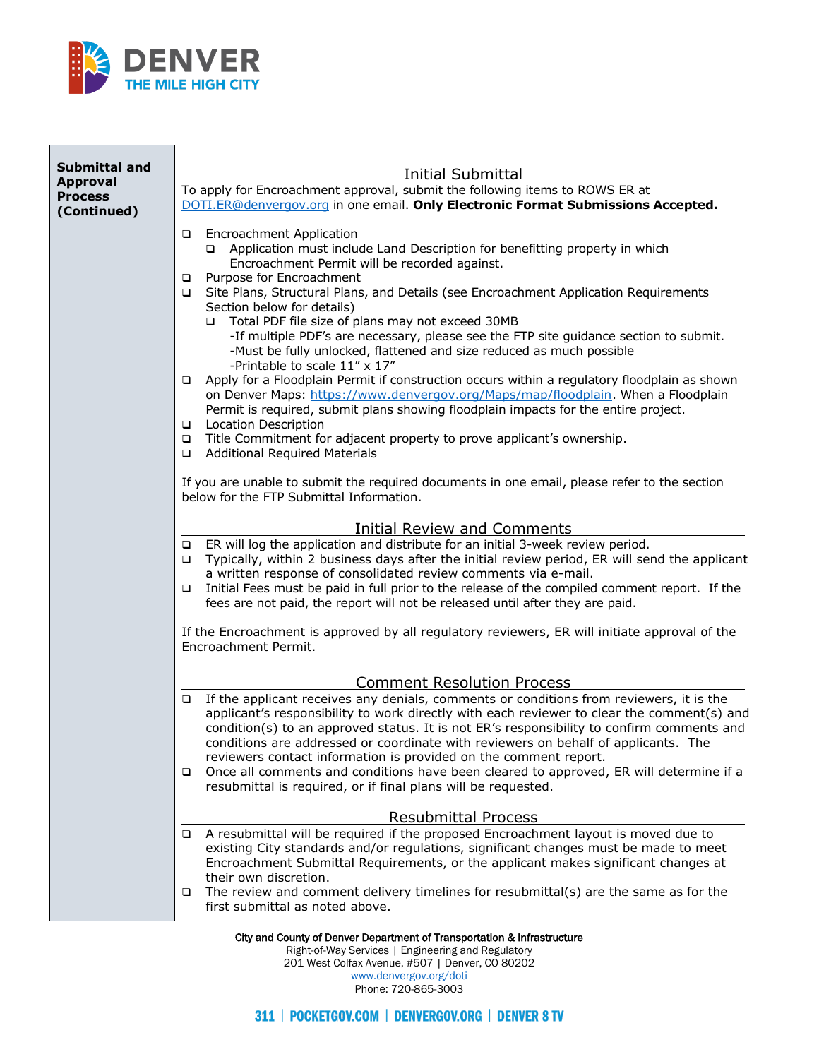**Submittal and Approval Process (Continued)**

## Initial Submittal

To apply for Encroachment approval, submit the following items to ROWS ER at DOTI.ER@denvergov.org in one email. **Only Electronic Format Submissions Accepted.**

- Encroachment Application
  - Application must include Land Description for benefitting property in which Encroachment Permit will be recorded against.
- Purpose for Encroachment
- Site Plans, Structural Plans, and Details (see Encroachment Application Requirements Section below for details)
  - Total PDF file size of plans may not exceed 30MB
    - -If multiple PDF's are necessary, please see the FTP site guidance section to submit.
    - -Must be fully unlocked, flattened and size reduced as much possible
    - -Printable to scale 11" x 17"
- Apply for a Floodplain Permit if construction occurs within a regulatory floodplain as shown on Denver Maps: https://www.denvergov.org/Maps/map/floodplain. When a Floodplain Permit is required, submit plans showing floodplain impacts for the entire project.
- Location Description
- Title Commitment for adjacent property to prove applicant's ownership.
- Additional Required Materials

If you are unable to submit the required documents in one email, please refer to the section below for the FTP Submittal Information.

## Initial Review and Comments

- ER will log the application and distribute for an initial 3-week review period.
- Typically, within 2 business days after the initial review period, ER will send the applicant a written response of consolidated review comments via e-mail.
- Initial Fees must be paid in full prior to the release of the compiled comment report. If the fees are not paid, the report will not be released until after they are paid.

If the Encroachment is approved by all regulatory reviewers, ER will initiate approval of the Encroachment Permit.

## Comment Resolution Process

- If the applicant receives any denials, comments or conditions from reviewers, it is the applicant's responsibility to work directly with each reviewer to clear the comment(s) and condition(s) to an approved status. It is not ER's responsibility to confirm comments and conditions are addressed or coordinate with reviewers on behalf of applicants. The reviewers contact information is provided on the comment report.
- Once all comments and conditions have been cleared to approved, ER will determine if a resubmittal is required, or if final plans will be requested.

## Resubmittal Process

- A resubmittal will be required if the proposed Encroachment layout is moved due to existing City standards and/or regulations, significant changes must be made to meet Encroachment Submittal Requirements, or the applicant makes significant changes at their own discretion.
- The review and comment delivery timelines for resubmittal(s) are the same as for the first submittal as noted above.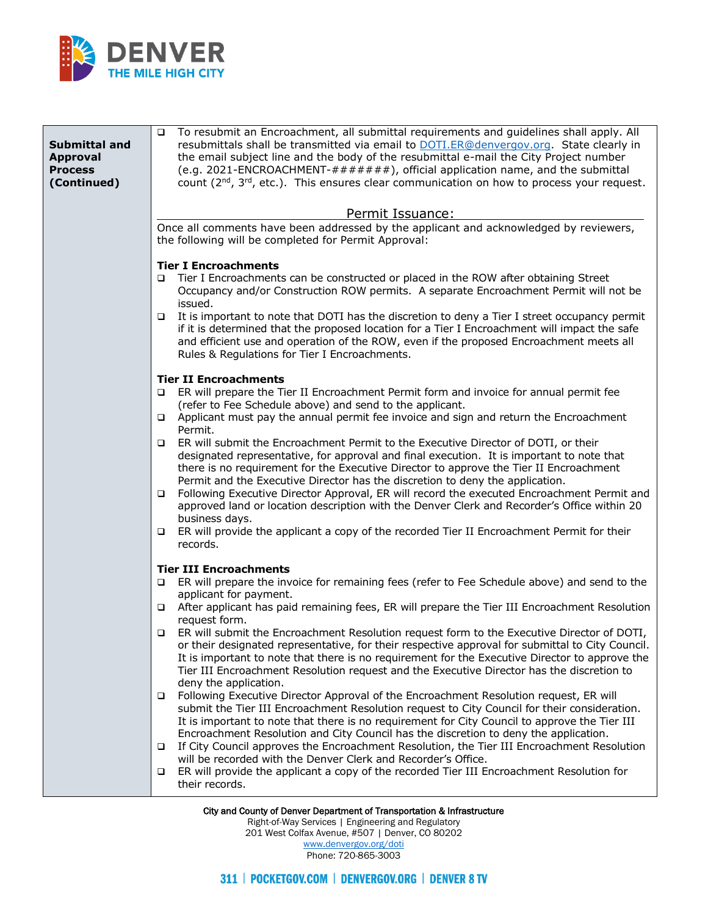| | |
|---|---|
| **Submittal and Approval Process (Continued)** | ❑ To resubmit an Encroachment, all submittal requirements and guidelines shall apply. All resubmittals shall be transmitted via email to DOTI.ER@denvergov.org. State clearly in the email subject line and the body of the resubmittal e-mail the City Project number (e.g. 2021-ENCROACHMENT-#######), official application name, and the submittal count (2nd, 3rd, etc.). This ensures clear communication on how to process your request.<br><br>**Permit Issuance:**<br><br>Once all comments have been addressed by the applicant and acknowledged by reviewers, the following will be completed for Permit Approval:<br><br>**Tier I Encroachments**<br>❑ Tier I Encroachments can be constructed or placed in the ROW after obtaining Street Occupancy and/or Construction ROW permits. A separate Encroachment Permit will not be issued.<br>❑ It is important to note that DOTI has the discretion to deny a Tier I street occupancy permit if it is determined that the proposed location for a Tier I Encroachment will impact the safe and efficient use and operation of the ROW, even if the proposed Encroachment meets all Rules & Regulations for Tier I Encroachments.<br><br>**Tier II Encroachments**<br>❑ ER will prepare the Tier II Encroachment Permit form and invoice for annual permit fee (refer to Fee Schedule above) and send to the applicant.<br>❑ Applicant must pay the annual permit fee invoice and sign and return the Encroachment Permit.<br>❑ ER will submit the Encroachment Permit to the Executive Director of DOTI, or their designated representative, for approval and final execution. It is important to note that there is no requirement for the Executive Director to approve the Tier II Encroachment Permit and the Executive Director has the discretion to deny the application.<br>❑ Following Executive Director Approval, ER will record the executed Encroachment Permit and approved land or location description with the Denver Clerk and Recorder's Office within 20 business days.<br>❑ ER will provide the applicant a copy of the recorded Tier II Encroachment Permit for their records.<br><br>**Tier III Encroachments**<br>❑ ER will prepare the invoice for remaining fees (refer to Fee Schedule above) and send to the applicant for payment.<br>❑ After applicant has paid remaining fees, ER will prepare the Tier III Encroachment Resolution request form.<br>❑ ER will submit the Encroachment Resolution request form to the Executive Director of DOTI, or their designated representative, for their respective approval for submittal to City Council. It is important to note that there is no requirement for the Executive Director to approve the Tier III Encroachment Resolution request and the Executive Director has the discretion to deny the application.<br>❑ Following Executive Director Approval of the Encroachment Resolution request, ER will submit the Tier III Encroachment Resolution request to City Council for their consideration. It is important to note that there is no requirement for City Council to approve the Tier III Encroachment Resolution and City Council has the discretion to deny the application.<br>❑ If City Council approves the Encroachment Resolution, the Tier III Encroachment Resolution will be recorded with the Denver Clerk and Recorder's Office.<br>❑ ER will provide the applicant a copy of the recorded Tier III Encroachment Resolution for their records. |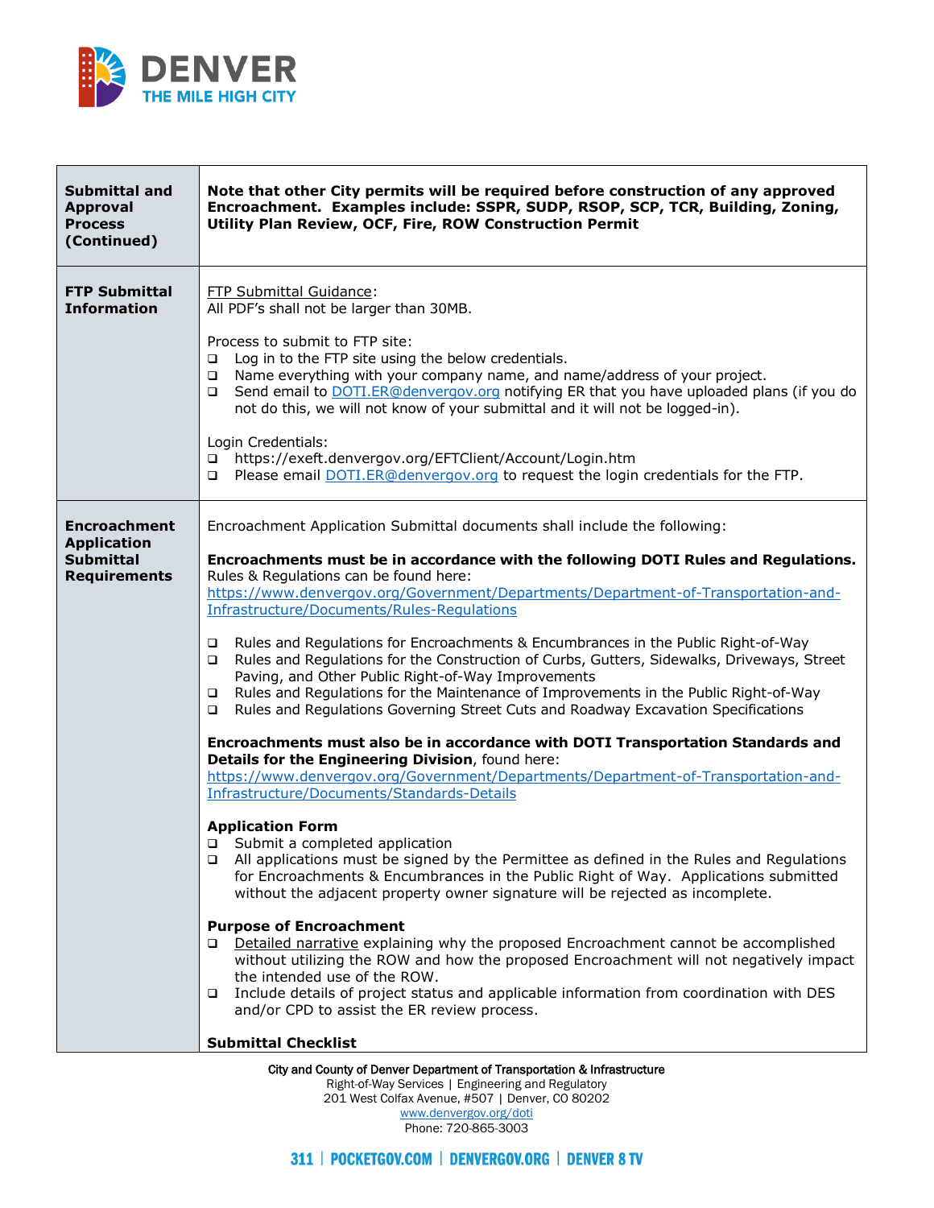| | |
|---|---|
| **Submittal and Approval Process (Continued)** | **Note that other City permits will be required before construction of any approved Encroachment. Examples include: SSPR, SUDP, RSOP, SCP, TCR, Building, Zoning, Utility Plan Review, OCF, Fire, ROW Construction Permit** |
| **FTP Submittal Information** | FTP Submittal Guidance:<br>All PDF's shall not be larger than 30MB.<br><br>Process to submit to FTP site:<br>❑ Log in to the FTP site using the below credentials.<br>❑ Name everything with your company name, and name/address of your project.<br>❑ Send email to DOTI.ER@denvergov.org notifying ER that you have uploaded plans (if you do not do this, we will not know of your submittal and it will not be logged-in).<br><br>Login Credentials:<br>❑ https://exeft.denvergov.org/EFTClient/Account/Login.htm<br>❑ Please email DOTI.ER@denvergov.org to request the login credentials for the FTP. |
| **Encroachment Application Submittal Requirements** | Encroachment Application Submittal documents shall include the following:<br><br>**Encroachments must be in accordance with the following DOTI Rules and Regulations.** Rules & Regulations can be found here: https://www.denvergov.org/Government/Departments/Department-of-Transportation-and-Infrastructure/Documents/Rules-Regulations<br><br>❑ Rules and Regulations for Encroachments & Encumbrances in the Public Right-of-Way<br>❑ Rules and Regulations for the Construction of Curbs, Gutters, Sidewalks, Driveways, Street Paving, and Other Public Right-of-Way Improvements<br>❑ Rules and Regulations for the Maintenance of Improvements in the Public Right-of-Way<br>❑ Rules and Regulations Governing Street Cuts and Roadway Excavation Specifications<br><br>**Encroachments must also be in accordance with DOTI Transportation Standards and Details for the Engineering Division**, found here: https://www.denvergov.org/Government/Departments/Department-of-Transportation-and-Infrastructure/Documents/Standards-Details<br><br>**Application Form**<br>❑ Submit a completed application<br>❑ All applications must be signed by the Permittee as defined in the Rules and Regulations for Encroachments & Encumbrances in the Public Right of Way. Applications submitted without the adjacent property owner signature will be rejected as incomplete.<br><br>**Purpose of Encroachment**<br>❑ Detailed narrative explaining why the proposed Encroachment cannot be accomplished without utilizing the ROW and how the proposed Encroachment will not negatively impact the intended use of the ROW.<br>❑ Include details of project status and applicable information from coordination with DES and/or CPD to assist the ER review process.<br><br>**Submittal Checklist** |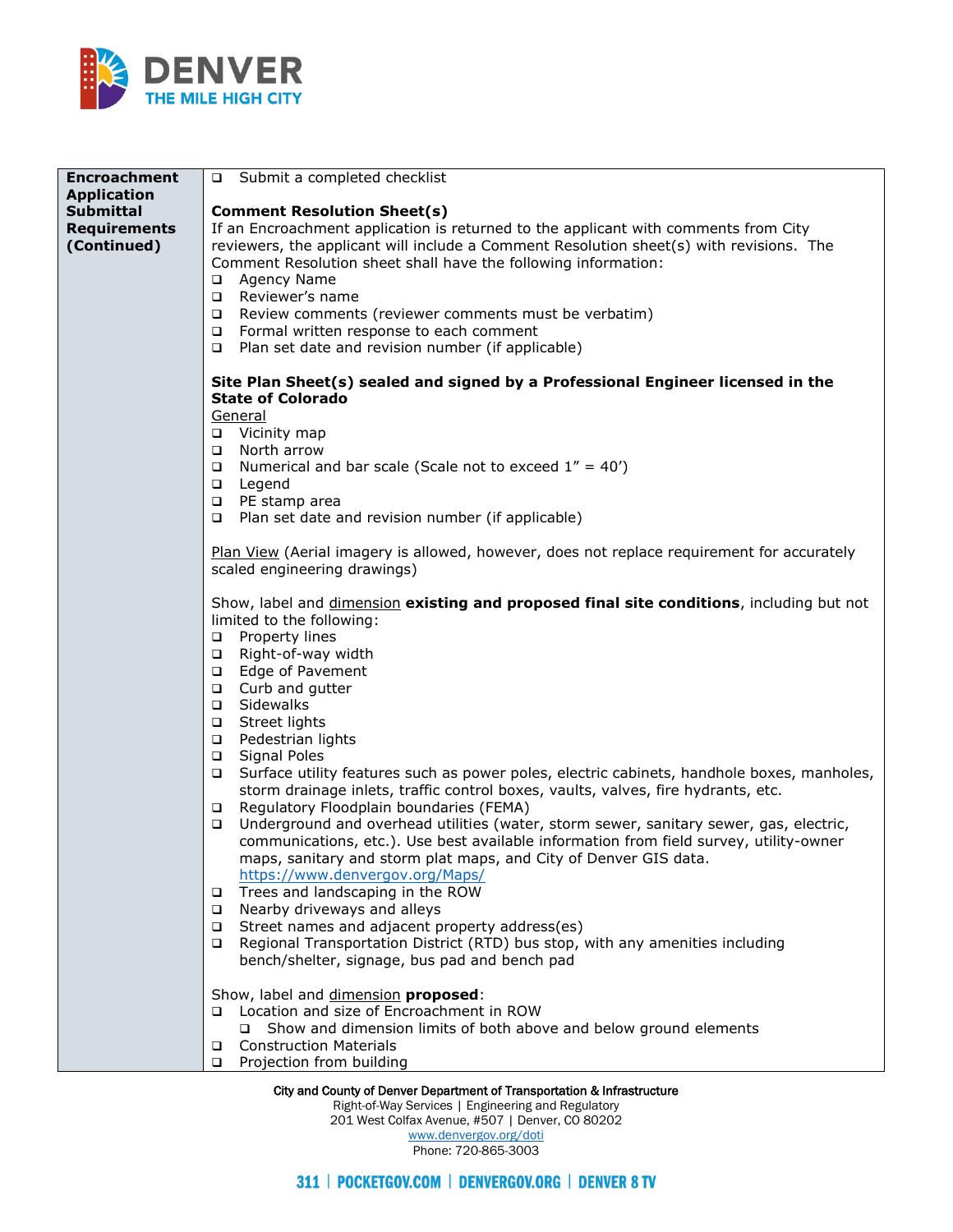**Encroachment Application Submittal Requirements (Continued)**

- ❑ Submit a completed checklist

**Comment Resolution Sheet(s)**

If an Encroachment application is returned to the applicant with comments from City reviewers, the applicant will include a Comment Resolution sheet(s) with revisions. The Comment Resolution sheet shall have the following information:

- ❑ Agency Name
- ❑ Reviewer's name
- ❑ Review comments (reviewer comments must be verbatim)
- ❑ Formal written response to each comment
- ❑ Plan set date and revision number (if applicable)

**Site Plan Sheet(s) sealed and signed by a Professional Engineer licensed in the State of Colorado**

General

- ❑ Vicinity map
- ❑ North arrow
- ❑ Numerical and bar scale (Scale not to exceed 1" = 40')
- ❑ Legend
- ❑ PE stamp area
- ❑ Plan set date and revision number (if applicable)

Plan View (Aerial imagery is allowed, however, does not replace requirement for accurately scaled engineering drawings)

Show, label and dimension **existing and proposed final site conditions**, including but not limited to the following:

- ❑ Property lines
- ❑ Right-of-way width
- ❑ Edge of Pavement
- ❑ Curb and gutter
- ❑ Sidewalks
- ❑ Street lights
- ❑ Pedestrian lights
- ❑ Signal Poles
- ❑ Surface utility features such as power poles, electric cabinets, handhole boxes, manholes, storm drainage inlets, traffic control boxes, vaults, valves, fire hydrants, etc.
- ❑ Regulatory Floodplain boundaries (FEMA)
- ❑ Underground and overhead utilities (water, storm sewer, sanitary sewer, gas, electric, communications, etc.). Use best available information from field survey, utility-owner maps, sanitary and storm plat maps, and City of Denver GIS data. https://www.denvergov.org/Maps/
- ❑ Trees and landscaping in the ROW
- ❑ Nearby driveways and alleys
- ❑ Street names and adjacent property address(es)
- ❑ Regional Transportation District (RTD) bus stop, with any amenities including bench/shelter, signage, bus pad and bench pad

Show, label and dimension **proposed**:

- ❑ Location and size of Encroachment in ROW
  - ❑ Show and dimension limits of both above and below ground elements
- ❑ Construction Materials
- ❑ Projection from building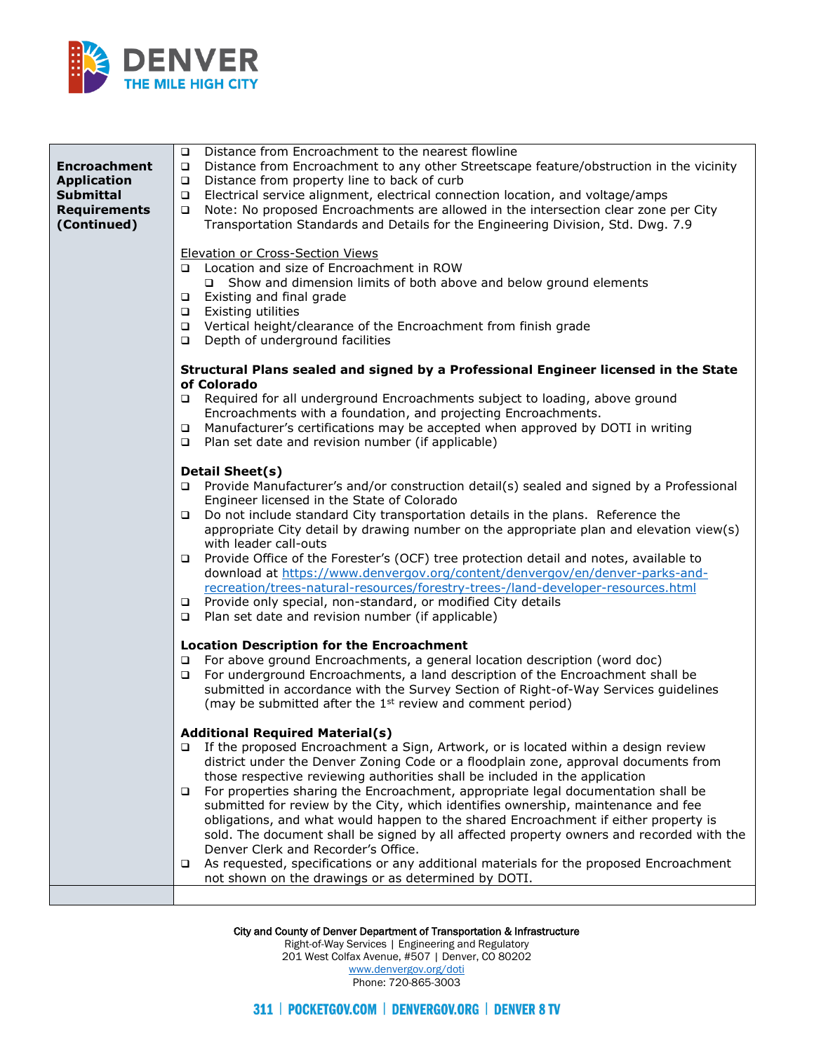| | |
|---|---|
| **Encroachment Application Submittal Requirements (Continued)** | ❑ Distance from Encroachment to the nearest flowline<br>❑ Distance from Encroachment to any other Streetscape feature/obstruction in the vicinity<br>❑ Distance from property line to back of curb<br>❑ Electrical service alignment, electrical connection location, and voltage/amps<br>❑ Note: No proposed Encroachments are allowed in the intersection clear zone per City Transportation Standards and Details for the Engineering Division, Std. Dwg. 7.9<br><br><u>Elevation or Cross-Section Views</u><br>❑ Location and size of Encroachment in ROW<br>&nbsp;&nbsp;&nbsp;&nbsp;❑ Show and dimension limits of both above and below ground elements<br>❑ Existing and final grade<br>❑ Existing utilities<br>❑ Vertical height/clearance of the Encroachment from finish grade<br>❑ Depth of underground facilities<br><br>**Structural Plans sealed and signed by a Professional Engineer licensed in the State of Colorado**<br>❑ Required for all underground Encroachments subject to loading, above ground Encroachments with a foundation, and projecting Encroachments.<br>❑ Manufacturer's certifications may be accepted when approved by DOTI in writing<br>❑ Plan set date and revision number (if applicable)<br><br>**Detail Sheet(s)**<br>❑ Provide Manufacturer's and/or construction detail(s) sealed and signed by a Professional Engineer licensed in the State of Colorado<br>❑ Do not include standard City transportation details in the plans. Reference the appropriate City detail by drawing number on the appropriate plan and elevation view(s) with leader call-outs<br>❑ Provide Office of the Forester's (OCF) tree protection detail and notes, available to download at https://www.denvergov.org/content/denvergov/en/denver-parks-and-recreation/trees-natural-resources/forestry-trees-/land-developer-resources.html<br>❑ Provide only special, non-standard, or modified City details<br>❑ Plan set date and revision number (if applicable)<br><br>**Location Description for the Encroachment**<br>❑ For above ground Encroachments, a general location description (word doc)<br>❑ For underground Encroachments, a land description of the Encroachment shall be submitted in accordance with the Survey Section of Right-of-Way Services guidelines (may be submitted after the 1st review and comment period)<br><br>**Additional Required Material(s)**<br>❑ If the proposed Encroachment a Sign, Artwork, or is located within a design review district under the Denver Zoning Code or a floodplain zone, approval documents from those respective reviewing authorities shall be included in the application<br>❑ For properties sharing the Encroachment, appropriate legal documentation shall be submitted for review by the City, which identifies ownership, maintenance and fee obligations, and what would happen to the shared Encroachment if either property is sold. The document shall be signed by all affected property owners and recorded with the Denver Clerk and Recorder's Office.<br>❑ As requested, specifications or any additional materials for the proposed Encroachment not shown on the drawings or as determined by DOTI. |
| | |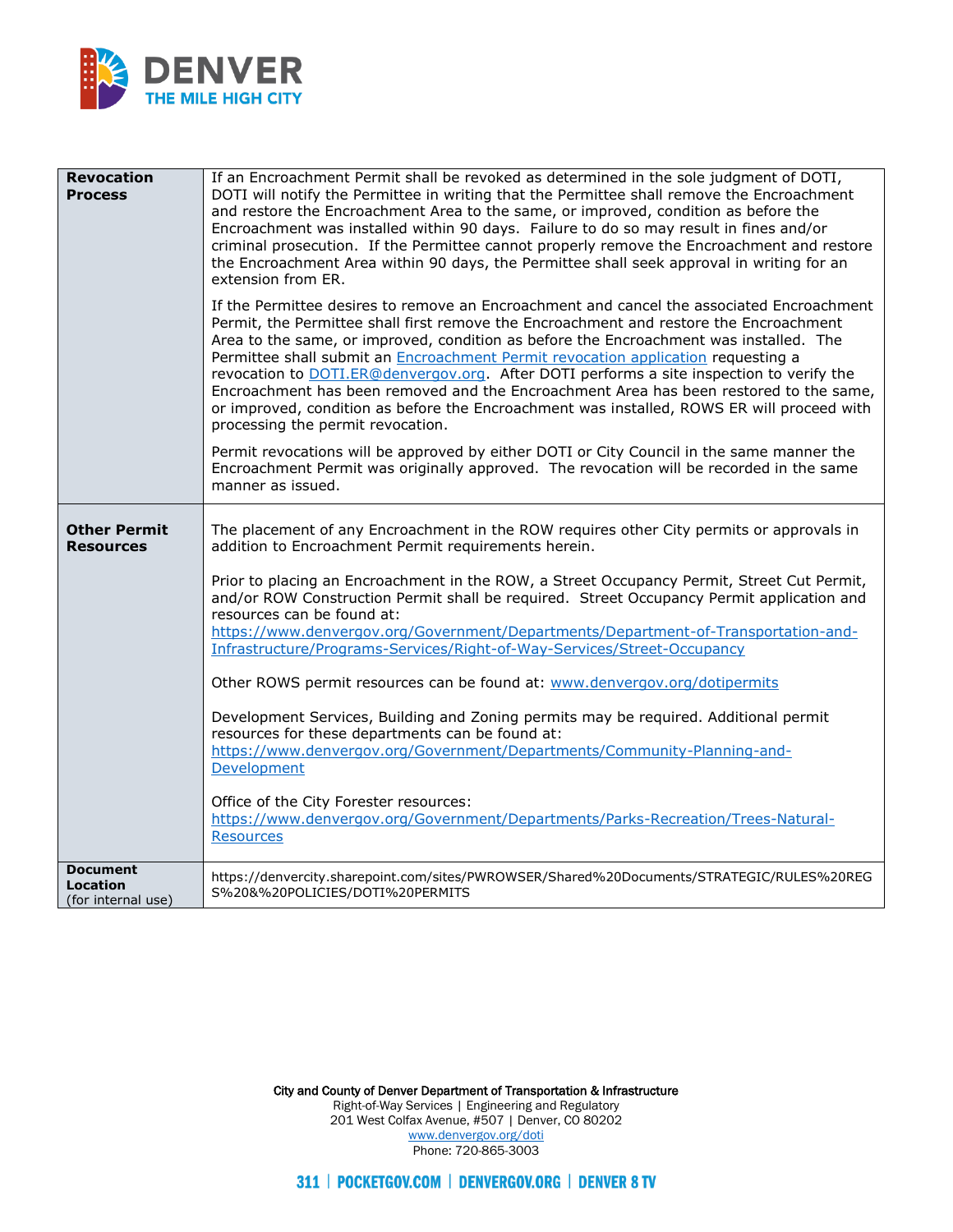| | |
|---|---|
| **Revocation Process** | If an Encroachment Permit shall be revoked as determined in the sole judgment of DOTI, DOTI will notify the Permittee in writing that the Permittee shall remove the Encroachment and restore the Encroachment Area to the same, or improved, condition as before the Encroachment was installed within 90 days. Failure to do so may result in fines and/or criminal prosecution. If the Permittee cannot properly remove the Encroachment and restore the Encroachment Area within 90 days, the Permittee shall seek approval in writing for an extension from ER.<br><br>If the Permittee desires to remove an Encroachment and cancel the associated Encroachment Permit, the Permittee shall first remove the Encroachment and restore the Encroachment Area to the same, or improved, condition as before the Encroachment was installed. The Permittee shall submit an Encroachment Permit revocation application requesting a revocation to DOTI.ER@denvergov.org. After DOTI performs a site inspection to verify the Encroachment has been removed and the Encroachment Area has been restored to the same, or improved, condition as before the Encroachment was installed, ROWS ER will proceed with processing the permit revocation.<br><br>Permit revocations will be approved by either DOTI or City Council in the same manner the Encroachment Permit was originally approved. The revocation will be recorded in the same manner as issued. |
| **Other Permit Resources** | The placement of any Encroachment in the ROW requires other City permits or approvals in addition to Encroachment Permit requirements herein.<br><br>Prior to placing an Encroachment in the ROW, a Street Occupancy Permit, Street Cut Permit, and/or ROW Construction Permit shall be required. Street Occupancy Permit application and resources can be found at: https://www.denvergov.org/Government/Departments/Department-of-Transportation-and-Infrastructure/Programs-Services/Right-of-Way-Services/Street-Occupancy<br><br>Other ROWS permit resources can be found at: www.denvergov.org/dotipermits<br><br>Development Services, Building and Zoning permits may be required. Additional permit resources for these departments can be found at: https://www.denvergov.org/Government/Departments/Community-Planning-and-Development<br><br>Office of the City Forester resources: https://www.denvergov.org/Government/Departments/Parks-Recreation/Trees-Natural-Resources |
| **Document Location** (for internal use) | https://denvercity.sharepoint.com/sites/PWROWSER/Shared%20Documents/STRATEGIC/RULES%20REGS%20&%20POLICIES/DOTI%20PERMITS |

City and County of Denver Department of Transportation & Infrastructure
Right-of-Way Services | Engineering and Regulatory
201 West Colfax Avenue, #507 | Denver, CO 80202
www.denvergov.org/doti
Phone: 720-865-3003